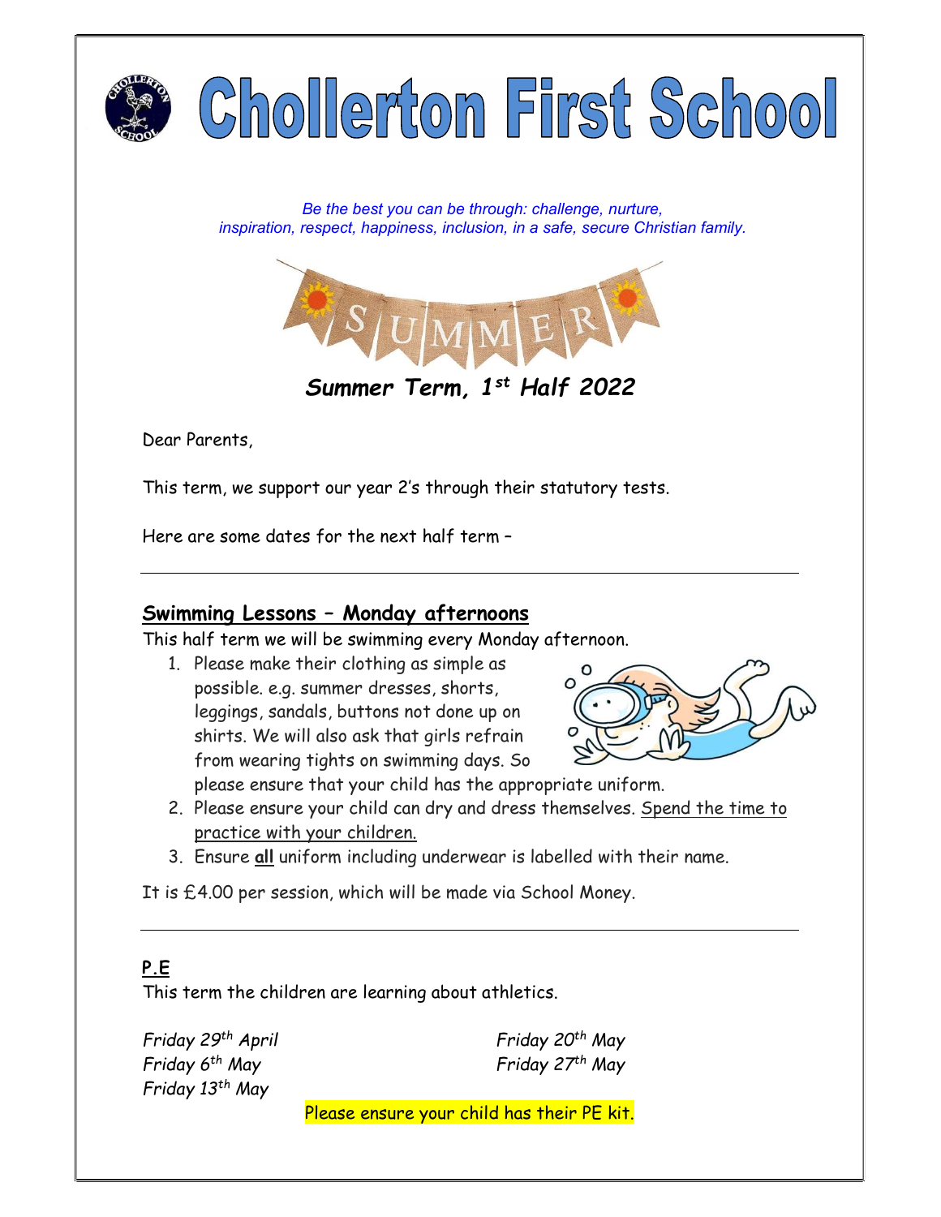# Chollerton First School

*Be the best you can be through: challenge, nurture, inspiration, respect, happiness, inclusion, in a safe, secure Christian family.*

***Summer Term, 1st Half 2022***

Dear Parents,

This term, we support our year 2's through their statutory tests.

Here are some dates for the next half term –

---

## Swimming Lessons – Monday afternoons

This half term we will be swimming every Monday afternoon.

1. Please make their clothing as simple as possible. e.g. summer dresses, shorts, leggings, sandals, buttons not done up on shirts. We will also ask that girls refrain from wearing tights on swimming days. So please ensure that your child has the appropriate uniform.
2. Please ensure your child can dry and dress themselves. Spend the time to practice with your children.
3. Ensure **all** uniform including underwear is labelled with their name.

It is £4.00 per session, which will be made via School Money.

---

## P.E

This term the children are learning about athletics.

*Friday 29th April*
*Friday 6th May*
*Friday 13th May*
*Friday 20th May*
*Friday 27th May*

Please ensure your child has their PE kit.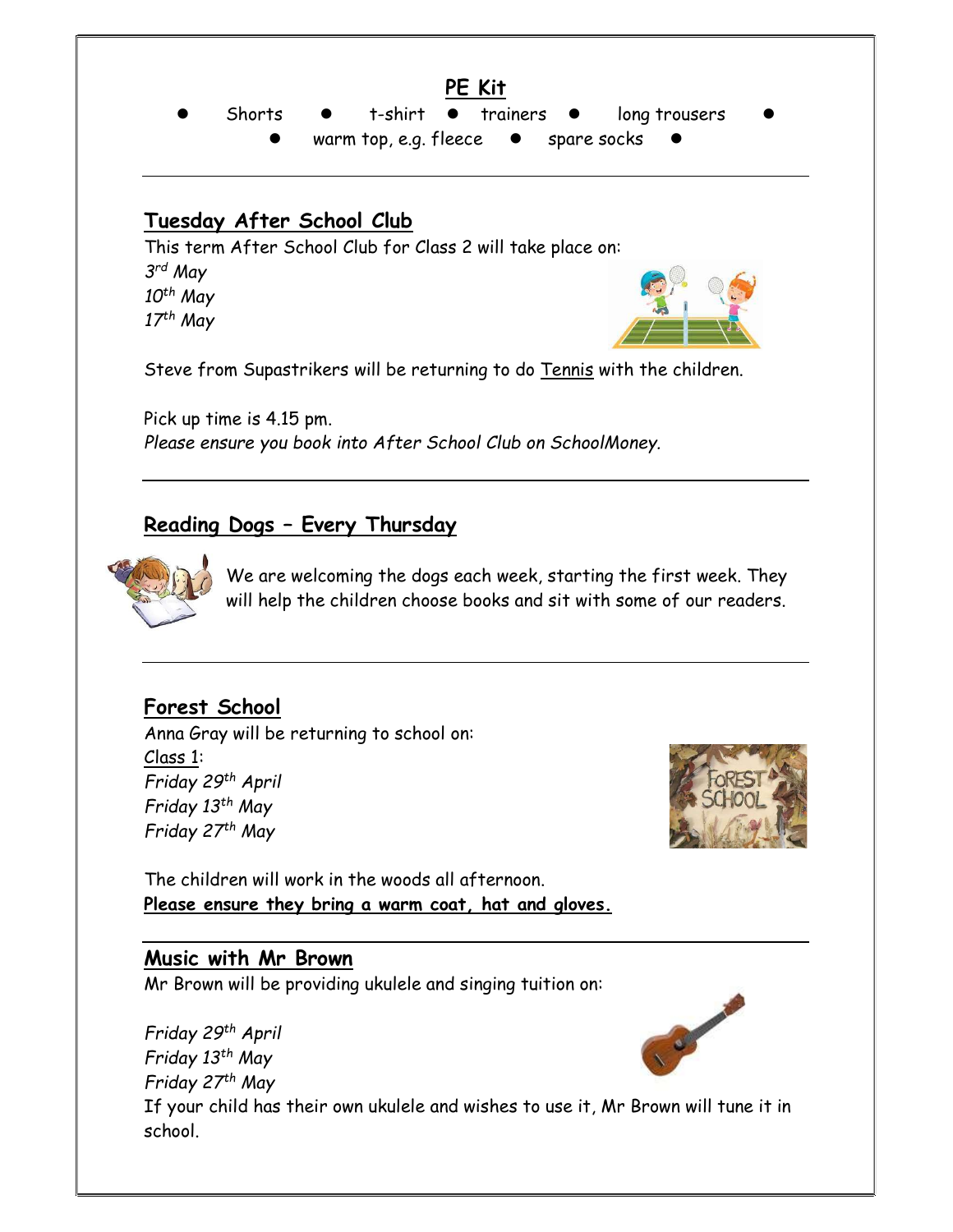## PE Kit

- Shorts
- t-shirt
- trainers
- long trousers
- warm top, e.g. fleece
- spare socks

---

## Tuesday After School Club

This term After School Club for Class 2 will take place on:

*3rd May*
*10th May*
*17th May*

Steve from Supastrikers will be returning to do Tennis with the children.

Pick up time is 4.15 pm.
*Please ensure you book into After School Club on SchoolMoney.*

---

## Reading Dogs – Every Thursday

We are welcoming the dogs each week, starting the first week. They will help the children choose books and sit with some of our readers.

---

## Forest School

Anna Gray will be returning to school on:
Class 1:
*Friday 29th April*
*Friday 13th May*
*Friday 27th May*

The children will work in the woods all afternoon.
**Please ensure they bring a warm coat, hat and gloves.**

---

## Music with Mr Brown

Mr Brown will be providing ukulele and singing tuition on:

*Friday 29th April*
*Friday 13th May*
*Friday 27th May*

If your child has their own ukulele and wishes to use it, Mr Brown will tune it in school.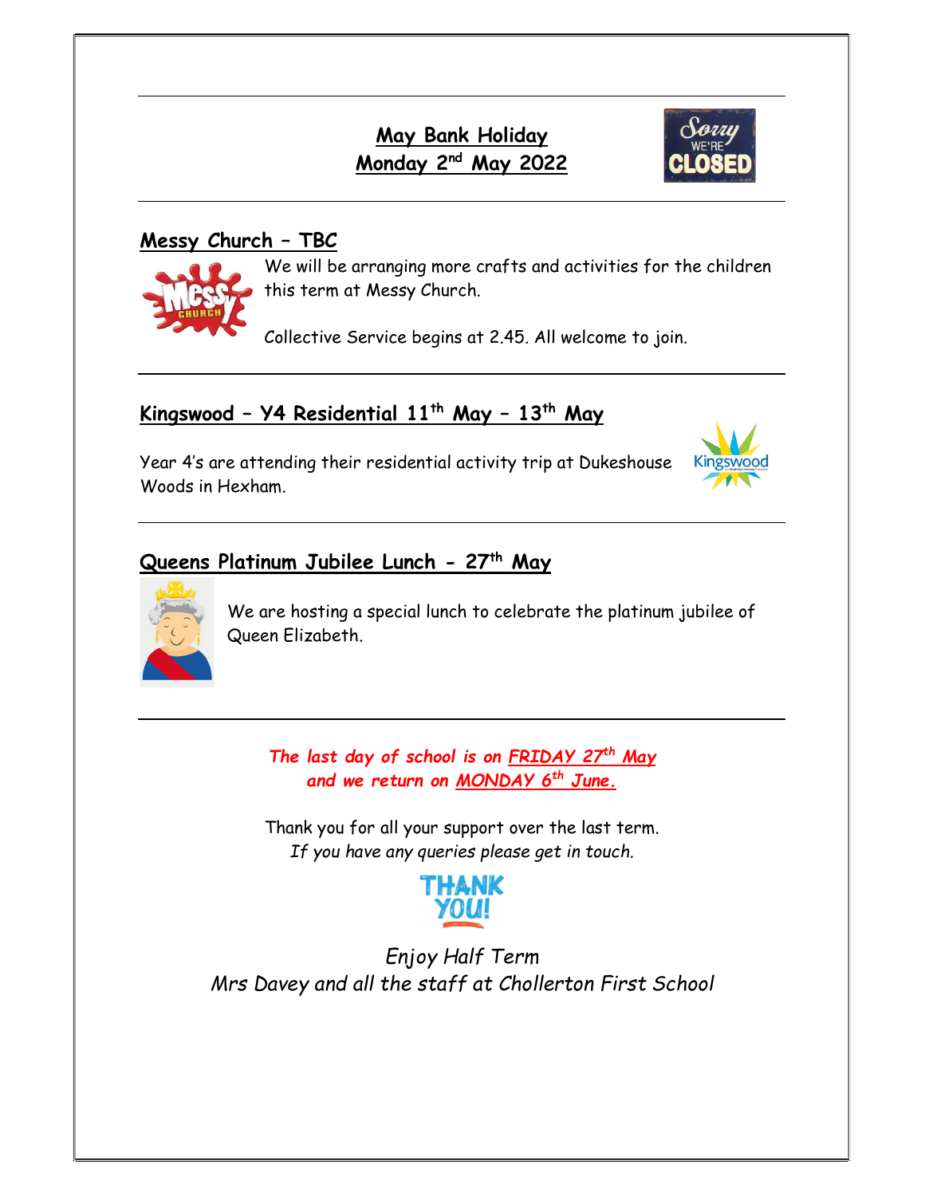## May Bank Holiday
## Monday 2nd May 2022

## Messy Church – TBC

We will be arranging more crafts and activities for the children this term at Messy Church.

Collective Service begins at 2.45. All welcome to join.

## Kingswood – Y4 Residential 11th May – 13th May

Year 4's are attending their residential activity trip at Dukeshouse Woods in Hexham.

## Queens Platinum Jubilee Lunch - 27th May

We are hosting a special lunch to celebrate the platinum jubilee of Queen Elizabeth.

***The last day of school is on FRIDAY 27th May and we return on MONDAY 6th June.***

Thank you for all your support over the last term.
*If you have any queries please get in touch.*

*Enjoy Half Term*
*Mrs Davey and all the staff at Chollerton First School*